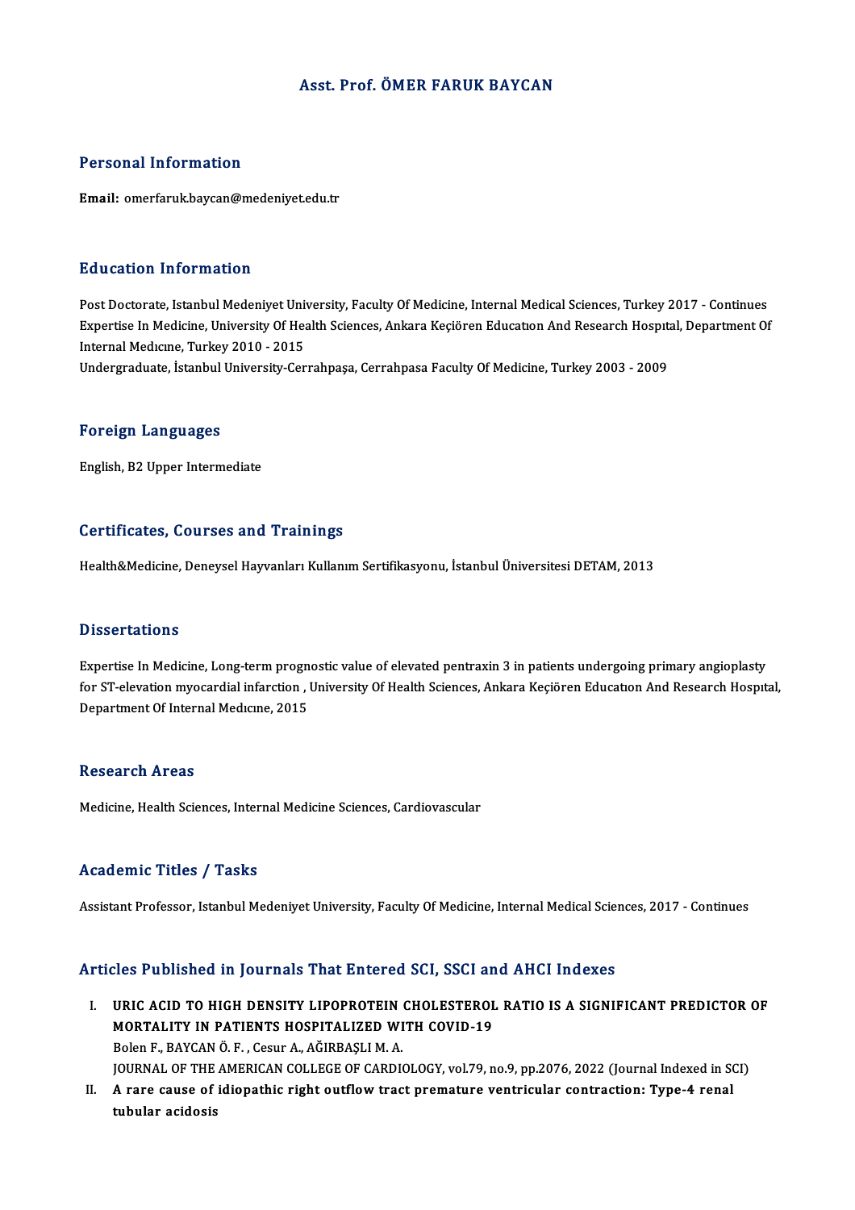# Asst. Prof. ÖMER FARUK BAYCAN

## Personal Information

**Email:** omerfaruk.baycan@medeniyet.edu.tr

## Education Information

Post Doctorate, Istanbul Medeniyet University, Faculty Of Medicine, Internal Medical Sciences, Turkey 2017 - Continues
Expertise In Medicine, University Of Health Sciences, Ankara Keçiören Education And Research Hospital, Department Of Internal Medicine, Turkey 2010 - 2015
Undergraduate, İstanbul University-Cerrahpaşa, Cerrahpasa Faculty Of Medicine, Turkey 2003 - 2009

## Foreign Languages

English, B2 Upper Intermediate

## Certificates, Courses and Trainings

Health&Medicine, Deneysel Hayvanları Kullanım Sertifikasyonu, İstanbul Üniversitesi DETAM, 2013

## Dissertations

Expertise In Medicine, Long-term prognostic value of elevated pentraxin 3 in patients undergoing primary angioplasty for ST-elevation myocardial infarction , University Of Health Sciences, Ankara Keçiören Education And Research Hospital, Department Of Internal Medicine, 2015

## Research Areas

Medicine, Health Sciences, Internal Medicine Sciences, Cardiovascular

## Academic Titles / Tasks

Assistant Professor, Istanbul Medeniyet University, Faculty Of Medicine, Internal Medical Sciences, 2017 - Continues

## Articles Published in Journals That Entered SCI, SSCI and AHCI Indexes

I. **URIC ACID TO HIGH DENSITY LIPOPROTEIN CHOLESTEROL RATIO IS A SIGNIFICANT PREDICTOR OF MORTALITY IN PATIENTS HOSPITALIZED WITH COVID-19**
Bolen F., BAYCAN Ö. F. , Cesur A., AĞIRBAŞLI M. A.
JOURNAL OF THE AMERICAN COLLEGE OF CARDIOLOGY, vol.79, no.9, pp.2076, 2022 (Journal Indexed in SCI)

II. **A rare cause of idiopathic right outflow tract premature ventricular contraction: Type-4 renal tubular acidosis**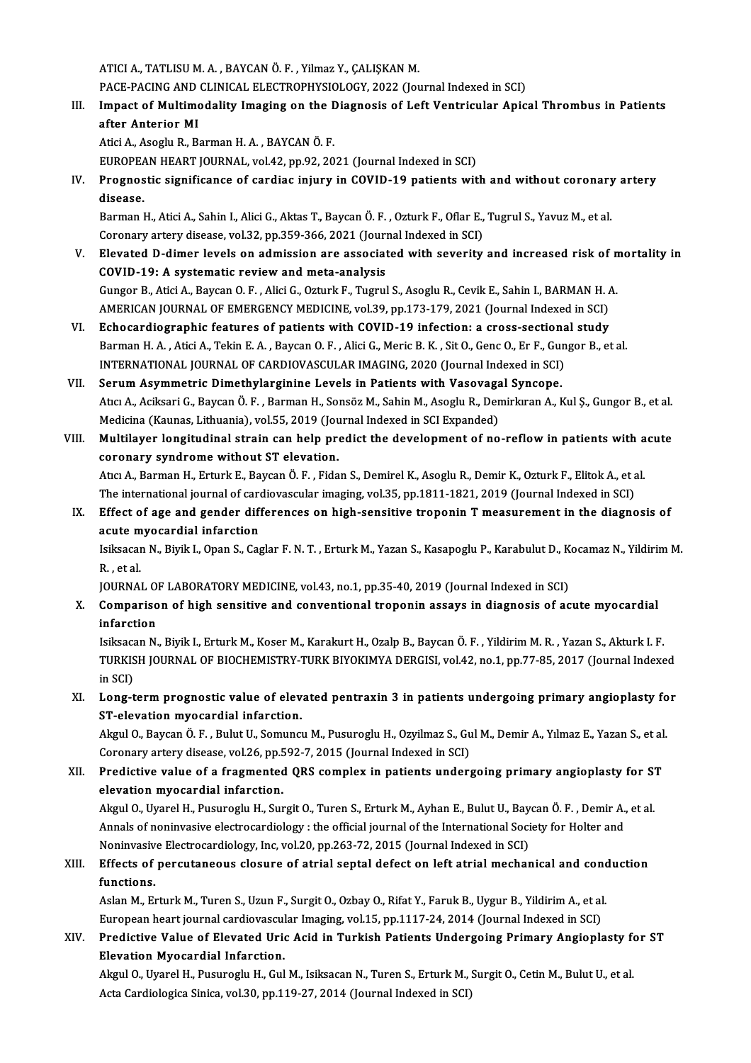ATICI A., TATLISU M. A. , BAYCAN Ö. F. , Yilmaz Y., ÇALIŞKAN M.
PACE-PACING AND CLINICAL ELECTROPHYSIOLOGY, 2022 (Journal Indexed in SCI)

III. **Impact of Multimodality Imaging on the Diagnosis of Left Ventricular Apical Thrombus in Patients after Anterior MI**
Atici A., Asoglu R., Barman H. A. , BAYCAN Ö. F.
EUROPEAN HEART JOURNAL, vol.42, pp.92, 2021 (Journal Indexed in SCI)

IV. **Prognostic significance of cardiac injury in COVID-19 patients with and without coronary artery disease.**
Barman H., Atici A., Sahin I., Alici G., Aktas T., Baycan Ö. F. , Ozturk F., Oflar E., Tugrul S., Yavuz M., et al.
Coronary artery disease, vol.32, pp.359-366, 2021 (Journal Indexed in SCI)

V. **Elevated D-dimer levels on admission are associated with severity and increased risk of mortality in COVID-19: A systematic review and meta-analysis**
Gungor B., Atici A., Baycan O. F. , Alici G., Ozturk F., Tugrul S., Asoglu R., Cevik E., Sahin I., BARMAN H. A.
AMERICAN JOURNAL OF EMERGENCY MEDICINE, vol.39, pp.173-179, 2021 (Journal Indexed in SCI)

VI. **Echocardiographic features of patients with COVID-19 infection: a cross-sectional study**
Barman H. A. , Atici A., Tekin E. A. , Baycan O. F. , Alici G., Meric B. K. , Sit O., Genc O., Er F., Gungor B., et al.
INTERNATIONAL JOURNAL OF CARDIOVASCULAR IMAGING, 2020 (Journal Indexed in SCI)

VII. **Serum Asymmetric Dimethylarginine Levels in Patients with Vasovagal Syncope.**
Atıcı A., Aciksari G., Baycan Ö. F. , Barman H., Sonsöz M., Sahin M., Asoglu R., Demirkıran A., Kul Ş., Gungor B., et al.
Medicina (Kaunas, Lithuania), vol.55, 2019 (Journal Indexed in SCI Expanded)

VIII. **Multilayer longitudinal strain can help predict the development of no-reflow in patients with acute coronary syndrome without ST elevation.**
Atıcı A., Barman H., Erturk E., Baycan Ö. F. , Fidan S., Demirel K., Asoglu R., Demir K., Ozturk F., Elitok A., et al.
The international journal of cardiovascular imaging, vol.35, pp.1811-1821, 2019 (Journal Indexed in SCI)

IX. **Effect of age and gender differences on high-sensitive troponin T measurement in the diagnosis of acute myocardial infarction**
Isiksacan N., Biyik I., Opan S., Caglar F. N. T. , Erturk M., Yazan S., Kasapoglu P., Karabulut D., Kocamaz N., Yildirim M. R. , et al.
JOURNAL OF LABORATORY MEDICINE, vol.43, no.1, pp.35-40, 2019 (Journal Indexed in SCI)

X. **Comparison of high sensitive and conventional troponin assays in diagnosis of acute myocardial infarction**
Isiksacan N., Biyik I., Erturk M., Koser M., Karakurt H., Ozalp B., Baycan Ö. F. , Yildirim M. R. , Yazan S., Akturk I. F.
TURKISH JOURNAL OF BIOCHEMISTRY-TURK BIYOKIMYA DERGISI, vol.42, no.1, pp.77-85, 2017 (Journal Indexed in SCI)

XI. **Long-term prognostic value of elevated pentraxin 3 in patients undergoing primary angioplasty for ST-elevation myocardial infarction.**
Akgul O., Baycan Ö. F. , Bulut U., Somuncu M., Pusuroglu H., Ozyilmaz S., Gul M., Demir A., Yılmaz E., Yazan S., et al.
Coronary artery disease, vol.26, pp.592-7, 2015 (Journal Indexed in SCI)

XII. **Predictive value of a fragmented QRS complex in patients undergoing primary angioplasty for ST elevation myocardial infarction.**
Akgul O., Uyarel H., Pusuroglu H., Surgit O., Turen S., Erturk M., Ayhan E., Bulut U., Baycan Ö. F. , Demir A., et al.
Annals of noninvasive electrocardiology : the official journal of the International Society for Holter and Noninvasive Electrocardiology, Inc, vol.20, pp.263-72, 2015 (Journal Indexed in SCI)

XIII. **Effects of percutaneous closure of atrial septal defect on left atrial mechanical and conduction functions.**
Aslan M., Erturk M., Turen S., Uzun F., Surgit O., Ozbay O., Rifat Y., Faruk B., Uygur B., Yildirim A., et al.
European heart journal cardiovascular Imaging, vol.15, pp.1117-24, 2014 (Journal Indexed in SCI)

XIV. **Predictive Value of Elevated Uric Acid in Turkish Patients Undergoing Primary Angioplasty for ST Elevation Myocardial Infarction.**
Akgul O., Uyarel H., Pusuroglu H., Gul M., Isiksacan N., Turen S., Erturk M., Surgit O., Cetin M., Bulut U., et al.
Acta Cardiologica Sinica, vol.30, pp.119-27, 2014 (Journal Indexed in SCI)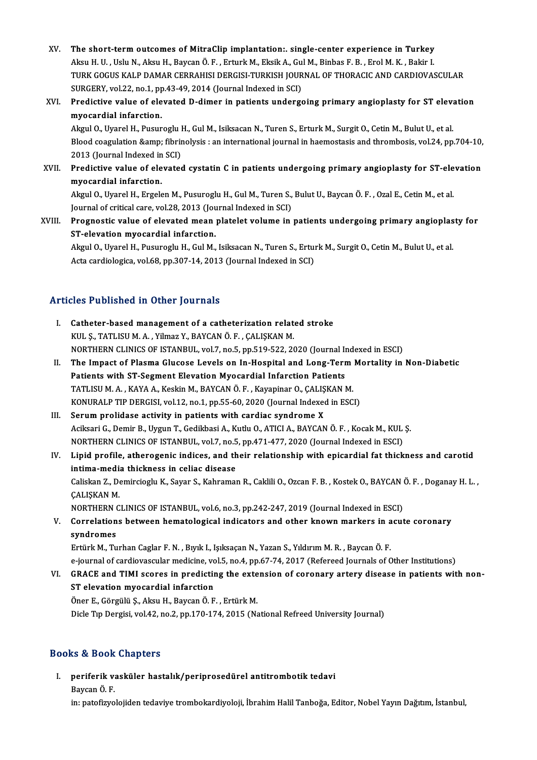XV. **The short-term outcomes of MitraClip implantation:. single-center experience in Turkey**
Aksu H. U. , Uslu N., Aksu H., Baycan Ö. F. , Erturk M., Eksik A., Gul M., Binbas F. B. , Erol M. K. , Bakir I.
TURK GOGUS KALP DAMAR CERRAHISI DERGISI-TURKISH JOURNAL OF THORACIC AND CARDIOVASCULAR SURGERY, vol.22, no.1, pp.43-49, 2014 (Journal Indexed in SCI)

XVI. **Predictive value of elevated D-dimer in patients undergoing primary angioplasty for ST elevation myocardial infarction.**
Akgul O., Uyarel H., Pusuroglu H., Gul M., Isiksacan N., Turen S., Erturk M., Surgit O., Cetin M., Bulut U., et al.
Blood coagulation &amp; fibrinolysis : an international journal in haemostasis and thrombosis, vol.24, pp.704-10, 2013 (Journal Indexed in SCI)

XVII. **Predictive value of elevated cystatin C in patients undergoing primary angioplasty for ST-elevation myocardial infarction.**
Akgul O., Uyarel H., Ergelen M., Pusuroglu H., Gul M., Turen S., Bulut U., Baycan Ö. F. , Ozal E., Cetin M., et al.
Journal of critical care, vol.28, 2013 (Journal Indexed in SCI)

XVIII. **Prognostic value of elevated mean platelet volume in patients undergoing primary angioplasty for ST-elevation myocardial infarction.**
Akgul O., Uyarel H., Pusuroglu H., Gul M., Isiksacan N., Turen S., Erturk M., Surgit O., Cetin M., Bulut U., et al.
Acta cardiologica, vol.68, pp.307-14, 2013 (Journal Indexed in SCI)

## Articles Published in Other Journals

I. **Catheter-based management of a catheterization related stroke**
KUL Ş., TATLISU M. A. , Yilmaz Y., BAYCAN Ö. F. , ÇALIŞKAN M.
NORTHERN CLINICS OF ISTANBUL, vol.7, no.5, pp.519-522, 2020 (Journal Indexed in ESCI)

II. **The Impact of Plasma Glucose Levels on In-Hospital and Long-Term Mortality in Non-Diabetic Patients with ST-Segment Elevation Myocardial Infarction Patients**
TATLISU M. A. , KAYA A., Keskin M., BAYCAN Ö. F. , Kayapinar O., ÇALIŞKAN M.
KONURALP TIP DERGISI, vol.12, no.1, pp.55-60, 2020 (Journal Indexed in ESCI)

III. **Serum prolidase activity in patients with cardiac syndrome X**
Aciksari G., Demir B., Uygun T., Gedikbasi A., Kutlu O., ATICI A., BAYCAN Ö. F. , Kocak M., KUL Ş.
NORTHERN CLINICS OF ISTANBUL, vol.7, no.5, pp.471-477, 2020 (Journal Indexed in ESCI)

IV. **Lipid profile, atherogenic indices, and their relationship with epicardial fat thickness and carotid intima-media thickness in celiac disease**
Caliskan Z., Demircioglu K., Sayar S., Kahraman R., Caklili O., Ozcan F. B. , Kostek O., BAYCAN Ö. F. , Doganay H. L. , ÇALIŞKAN M.
NORTHERN CLINICS OF ISTANBUL, vol.6, no.3, pp.242-247, 2019 (Journal Indexed in ESCI)

V. **Correlations between hematological indicators and other known markers in acute coronary syndromes**
Ertürk M., Turhan Caglar F. N. , Bıyık I., Işıksaçan N., Yazan S., Yıldırım M. R. , Baycan Ö. F.
e-journal of cardiovascular medicine, vol.5, no.4, pp.67-74, 2017 (Refereed Journals of Other Institutions)

VI. **GRACE and TIMI scores in predicting the extension of coronary artery disease in patients with non-ST elevation myocardial infarction**
Öner E., Görgülü Ş., Aksu H., Baycan Ö. F. , Ertürk M.
Dicle Tıp Dergisi, vol.42, no.2, pp.170-174, 2015 (National Refreed University Journal)

## Books & Book Chapters

I. **periferik vasküler hastalık/periprosedürel antitrombotik tedavi**
Baycan Ö. F.
in: patofizyolojiden tedaviye trombokardiyoloji, İbrahim Halil Tanboğa, Editor, Nobel Yayın Dağıtım, İstanbul,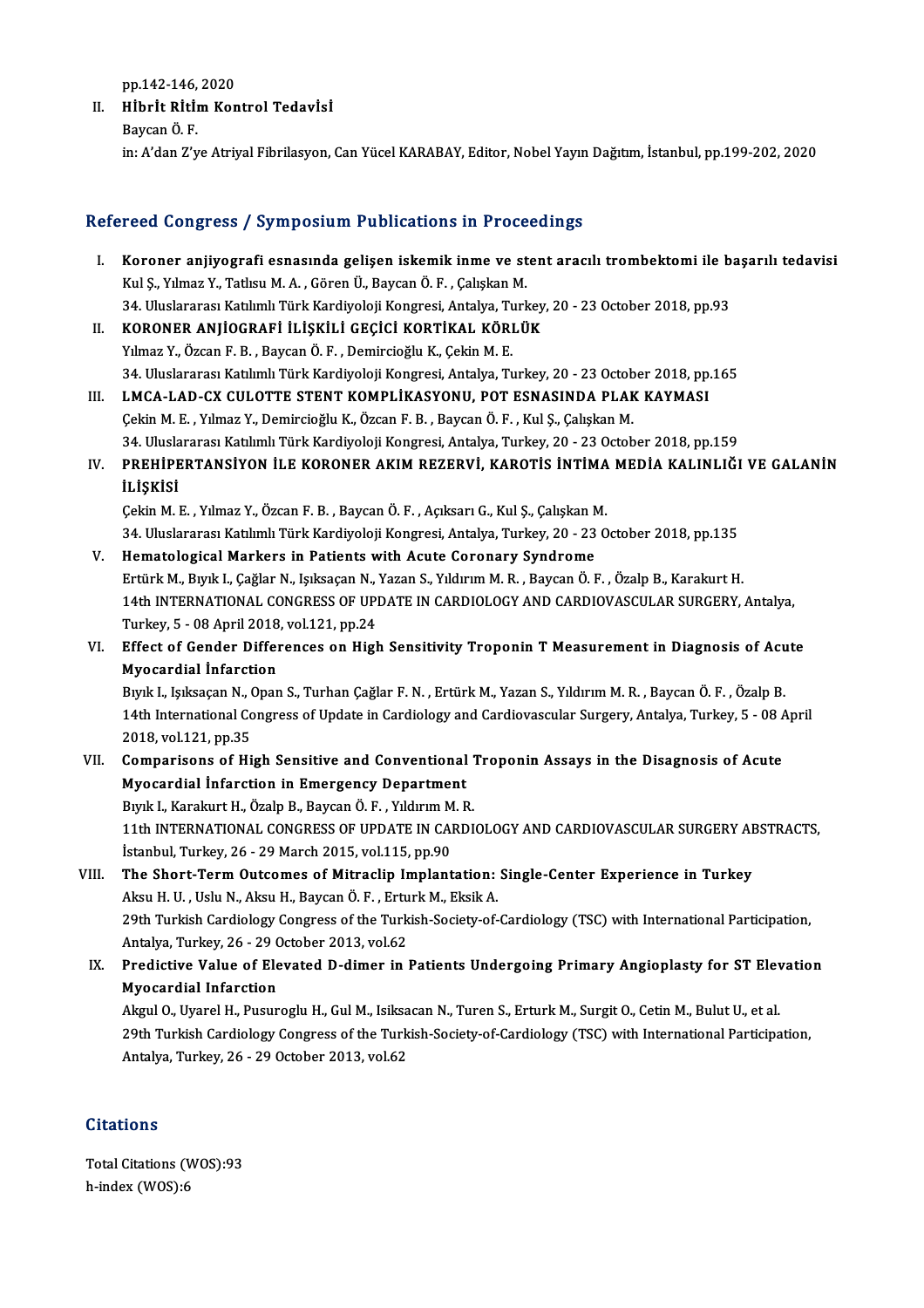pp.142-146, 2020

II. **Hİbrİt Rİtİm Kontrol Tedavİsİ**
Baycan Ö. F.
in: A'dan Z'ye Atriyal Fibrilasyon, Can Yücel KARABAY, Editor, Nobel Yayın Dağıtım, İstanbul, pp.199-202, 2020

## Refereed Congress / Symposium Publications in Proceedings

I. **Koroner anjiyografi esnasında gelişen iskemik inme ve stent aracılı trombektomi ile başarılı tedavisi**
Kul Ş., Yılmaz Y., Tatlısu M. A. , Gören Ü., Baycan Ö. F. , Çalışkan M.
34. Uluslararası Katılımlı Türk Kardiyoloji Kongresi, Antalya, Turkey, 20 - 23 October 2018, pp.93

II. **KORONER ANJİOGRAFİ İLİŞKİLİ GEÇİCİ KORTİKAL KÖRLÜK**
Yılmaz Y., Özcan F. B. , Baycan Ö. F. , Demircioğlu K., Çekin M. E.
34. Uluslararası Katılımlı Türk Kardiyoloji Kongresi, Antalya, Turkey, 20 - 23 October 2018, pp.165

III. **LMCA-LAD-CX CULOTTE STENT KOMPLİKASYONU, POT ESNASINDA PLAK KAYMASI**
Çekin M. E. , Yılmaz Y., Demircioğlu K., Özcan F. B. , Baycan Ö. F. , Kul Ş., Çalışkan M.
34. Uluslararası Katılımlı Türk Kardiyoloji Kongresi, Antalya, Turkey, 20 - 23 October 2018, pp.159

IV. **PREHİPERTANSİYON İLE KORONER AKIM REZERVİ, KAROTİS İNTİMA MEDİA KALINLIĞI VE GALANİN İLİŞKİSİ**
Çekin M. E. , Yılmaz Y., Özcan F. B. , Baycan Ö. F. , Açıksarı G., Kul Ş., Çalışkan M.
34. Uluslararası Katılımlı Türk Kardiyoloji Kongresi, Antalya, Turkey, 20 - 23 October 2018, pp.135

V. **Hematological Markers in Patients with Acute Coronary Syndrome**
Ertürk M., Bıyık I., Çağlar N., Işıksaçan N., Yazan S., Yıldırım M. R. , Baycan Ö. F. , Özalp B., Karakurt H.
14th INTERNATIONAL CONGRESS OF UPDATE IN CARDIOLOGY AND CARDIOVASCULAR SURGERY, Antalya, Turkey, 5 - 08 April 2018, vol.121, pp.24

VI. **Effect of Gender Differences on High Sensitivity Troponin T Measurement in Diagnosis of Acute Myocardial İnfarction**
Bıyık I., Işıksaçan N., Opan S., Turhan Çağlar F. N. , Ertürk M., Yazan S., Yıldırım M. R. , Baycan Ö. F. , Özalp B.
14th International Congress of Update in Cardiology and Cardiovascular Surgery, Antalya, Turkey, 5 - 08 April 2018, vol.121, pp.35

VII. **Comparisons of High Sensitive and Conventional Troponin Assays in the Disagnosis of Acute Myocardial İnfarction in Emergency Department**
Bıyık I., Karakurt H., Özalp B., Baycan Ö. F. , Yıldırım M. R.
11th INTERNATIONAL CONGRESS OF UPDATE IN CARDIOLOGY AND CARDIOVASCULAR SURGERY ABSTRACTS, İstanbul, Turkey, 26 - 29 March 2015, vol.115, pp.90

VIII. **The Short-Term Outcomes of Mitraclip Implantation: Single-Center Experience in Turkey**
Aksu H. U. , Uslu N., Aksu H., Baycan Ö. F. , Erturk M., Eksik A.
29th Turkish Cardiology Congress of the Turkish-Society-of-Cardiology (TSC) with International Participation, Antalya, Turkey, 26 - 29 October 2013, vol.62

IX. **Predictive Value of Elevated D-dimer in Patients Undergoing Primary Angioplasty for ST Elevation Myocardial Infarction**
Akgul O., Uyarel H., Pusuroglu H., Gul M., Isiksacan N., Turen S., Erturk M., Surgit O., Cetin M., Bulut U., et al.
29th Turkish Cardiology Congress of the Turkish-Society-of-Cardiology (TSC) with International Participation, Antalya, Turkey, 26 - 29 October 2013, vol.62

## Citations

Total Citations (WOS):93
h-index (WOS):6